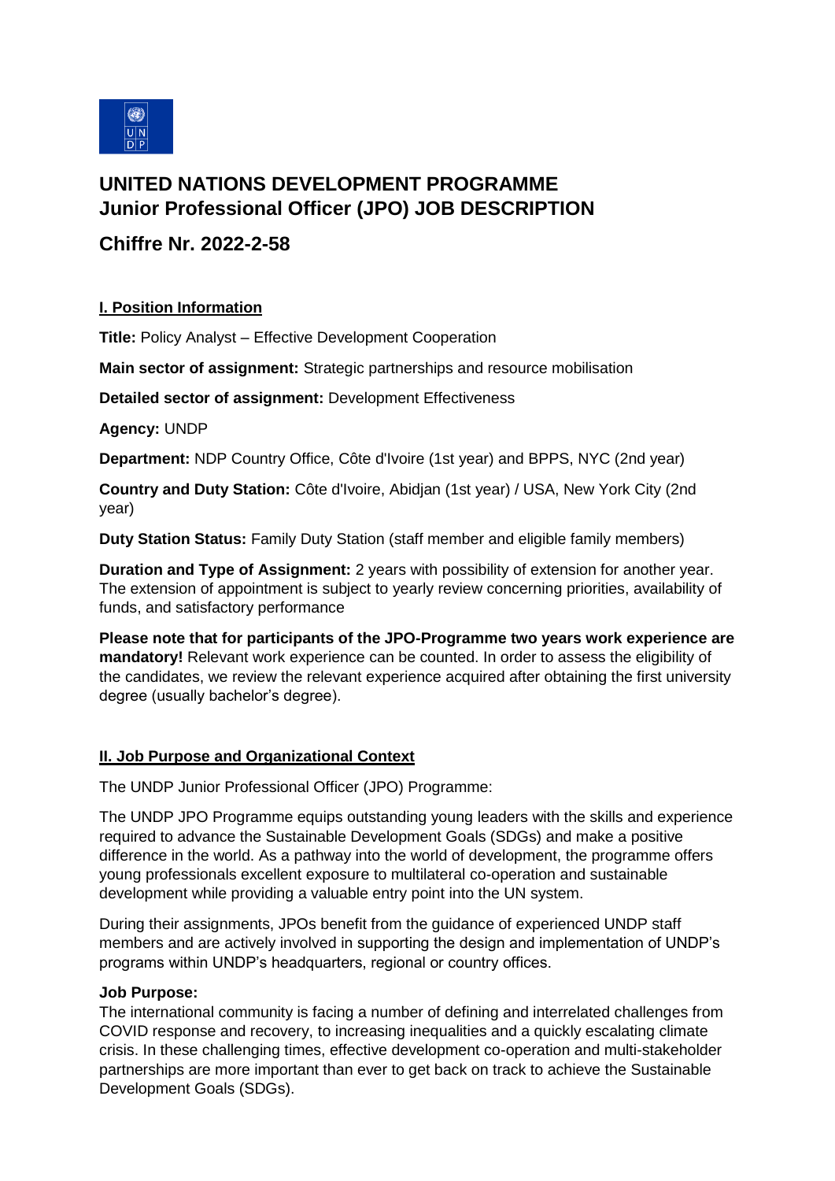# UNITED NATIONS DEVELOPMENT PROGRAMME
# Junior Professional Officer (JPO) JOB DESCRIPTION

## Chiffre Nr. 2022-2-58

### I. Position Information

**Title:** Policy Analyst – Effective Development Cooperation

**Main sector of assignment:** Strategic partnerships and resource mobilisation

**Detailed sector of assignment:** Development Effectiveness

**Agency:** UNDP

**Department:** NDP Country Office, Côte d'Ivoire (1st year) and BPPS, NYC (2nd year)

**Country and Duty Station:** Côte d'Ivoire, Abidjan (1st year) / USA, New York City (2nd year)

**Duty Station Status:** Family Duty Station (staff member and eligible family members)

**Duration and Type of Assignment:** 2 years with possibility of extension for another year. The extension of appointment is subject to yearly review concerning priorities, availability of funds, and satisfactory performance

**Please note that for participants of the JPO-Programme two years work experience are mandatory!** Relevant work experience can be counted. In order to assess the eligibility of the candidates, we review the relevant experience acquired after obtaining the first university degree (usually bachelor's degree).

### II. Job Purpose and Organizational Context

The UNDP Junior Professional Officer (JPO) Programme:

The UNDP JPO Programme equips outstanding young leaders with the skills and experience required to advance the Sustainable Development Goals (SDGs) and make a positive difference in the world. As a pathway into the world of development, the programme offers young professionals excellent exposure to multilateral co-operation and sustainable development while providing a valuable entry point into the UN system.

During their assignments, JPOs benefit from the guidance of experienced UNDP staff members and are actively involved in supporting the design and implementation of UNDP's programs within UNDP's headquarters, regional or country offices.

**Job Purpose:**
The international community is facing a number of defining and interrelated challenges from COVID response and recovery, to increasing inequalities and a quickly escalating climate crisis. In these challenging times, effective development co-operation and multi-stakeholder partnerships are more important than ever to get back on track to achieve the Sustainable Development Goals (SDGs).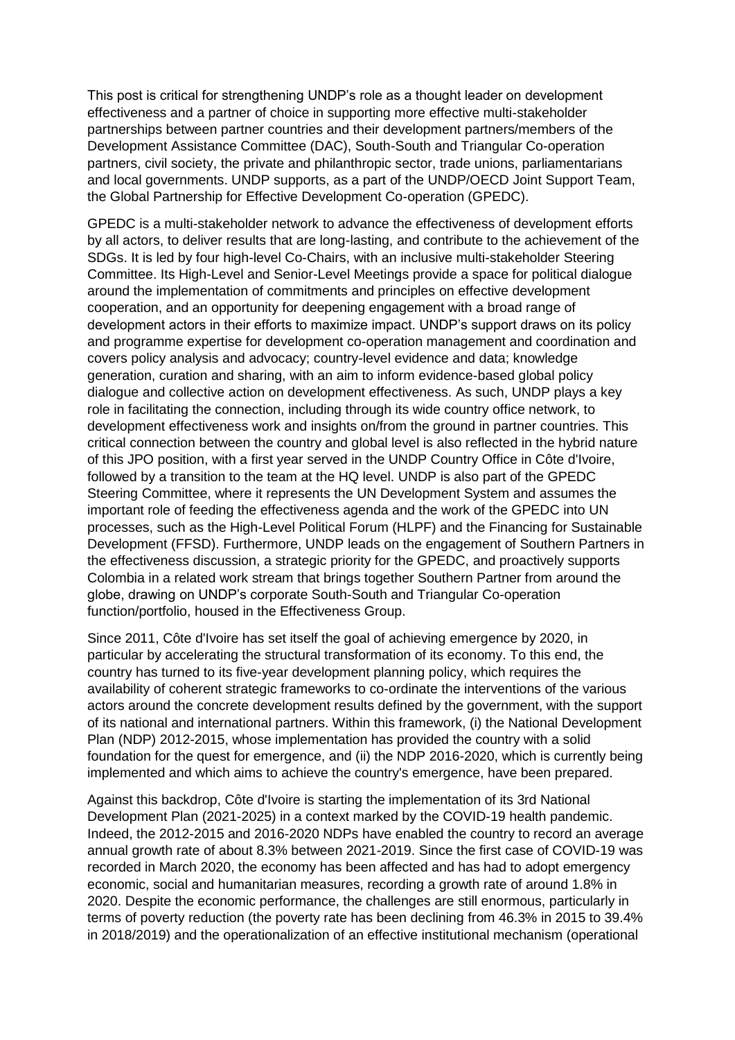This post is critical for strengthening UNDP's role as a thought leader on development effectiveness and a partner of choice in supporting more effective multi-stakeholder partnerships between partner countries and their development partners/members of the Development Assistance Committee (DAC), South-South and Triangular Co-operation partners, civil society, the private and philanthropic sector, trade unions, parliamentarians and local governments. UNDP supports, as a part of the UNDP/OECD Joint Support Team, the Global Partnership for Effective Development Co-operation (GPEDC).

GPEDC is a multi-stakeholder network to advance the effectiveness of development efforts by all actors, to deliver results that are long-lasting, and contribute to the achievement of the SDGs. It is led by four high-level Co-Chairs, with an inclusive multi-stakeholder Steering Committee. Its High-Level and Senior-Level Meetings provide a space for political dialogue around the implementation of commitments and principles on effective development cooperation, and an opportunity for deepening engagement with a broad range of development actors in their efforts to maximize impact. UNDP's support draws on its policy and programme expertise for development co-operation management and coordination and covers policy analysis and advocacy; country-level evidence and data; knowledge generation, curation and sharing, with an aim to inform evidence-based global policy dialogue and collective action on development effectiveness. As such, UNDP plays a key role in facilitating the connection, including through its wide country office network, to development effectiveness work and insights on/from the ground in partner countries. This critical connection between the country and global level is also reflected in the hybrid nature of this JPO position, with a first year served in the UNDP Country Office in Côte d'Ivoire, followed by a transition to the team at the HQ level. UNDP is also part of the GPEDC Steering Committee, where it represents the UN Development System and assumes the important role of feeding the effectiveness agenda and the work of the GPEDC into UN processes, such as the High-Level Political Forum (HLPF) and the Financing for Sustainable Development (FFSD). Furthermore, UNDP leads on the engagement of Southern Partners in the effectiveness discussion, a strategic priority for the GPEDC, and proactively supports Colombia in a related work stream that brings together Southern Partner from around the globe, drawing on UNDP's corporate South-South and Triangular Co-operation function/portfolio, housed in the Effectiveness Group.

Since 2011, Côte d'Ivoire has set itself the goal of achieving emergence by 2020, in particular by accelerating the structural transformation of its economy. To this end, the country has turned to its five-year development planning policy, which requires the availability of coherent strategic frameworks to co-ordinate the interventions of the various actors around the concrete development results defined by the government, with the support of its national and international partners. Within this framework, (i) the National Development Plan (NDP) 2012-2015, whose implementation has provided the country with a solid foundation for the quest for emergence, and (ii) the NDP 2016-2020, which is currently being implemented and which aims to achieve the country's emergence, have been prepared.

Against this backdrop, Côte d'Ivoire is starting the implementation of its 3rd National Development Plan (2021-2025) in a context marked by the COVID-19 health pandemic. Indeed, the 2012-2015 and 2016-2020 NDPs have enabled the country to record an average annual growth rate of about 8.3% between 2021-2019. Since the first case of COVID-19 was recorded in March 2020, the economy has been affected and has had to adopt emergency economic, social and humanitarian measures, recording a growth rate of around 1.8% in 2020. Despite the economic performance, the challenges are still enormous, particularly in terms of poverty reduction (the poverty rate has been declining from 46.3% in 2015 to 39.4% in 2018/2019) and the operationalization of an effective institutional mechanism (operational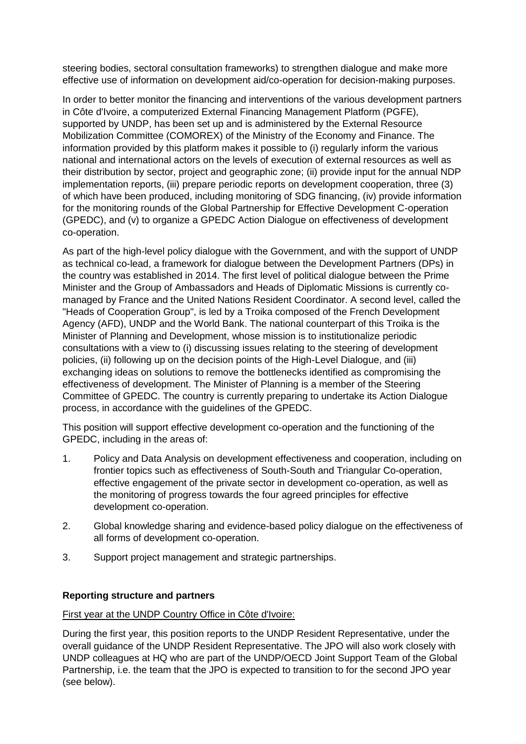steering bodies, sectoral consultation frameworks) to strengthen dialogue and make more effective use of information on development aid/co-operation for decision-making purposes.

In order to better monitor the financing and interventions of the various development partners in Côte d'Ivoire, a computerized External Financing Management Platform (PGFE), supported by UNDP, has been set up and is administered by the External Resource Mobilization Committee (COMOREX) of the Ministry of the Economy and Finance. The information provided by this platform makes it possible to (i) regularly inform the various national and international actors on the levels of execution of external resources as well as their distribution by sector, project and geographic zone; (ii) provide input for the annual NDP implementation reports, (iii) prepare periodic reports on development cooperation, three (3) of which have been produced, including monitoring of SDG financing, (iv) provide information for the monitoring rounds of the Global Partnership for Effective Development C-operation (GPEDC), and (v) to organize a GPEDC Action Dialogue on effectiveness of development co-operation.

As part of the high-level policy dialogue with the Government, and with the support of UNDP as technical co-lead, a framework for dialogue between the Development Partners (DPs) in the country was established in 2014. The first level of political dialogue between the Prime Minister and the Group of Ambassadors and Heads of Diplomatic Missions is currently co-managed by France and the United Nations Resident Coordinator. A second level, called the "Heads of Cooperation Group", is led by a Troika composed of the French Development Agency (AFD), UNDP and the World Bank. The national counterpart of this Troika is the Minister of Planning and Development, whose mission is to institutionalize periodic consultations with a view to (i) discussing issues relating to the steering of development policies, (ii) following up on the decision points of the High-Level Dialogue, and (iii) exchanging ideas on solutions to remove the bottlenecks identified as compromising the effectiveness of development. The Minister of Planning is a member of the Steering Committee of GPEDC. The country is currently preparing to undertake its Action Dialogue process, in accordance with the guidelines of the GPEDC.

This position will support effective development co-operation and the functioning of the GPEDC, including in the areas of:

1. Policy and Data Analysis on development effectiveness and cooperation, including on frontier topics such as effectiveness of South-South and Triangular Co-operation, effective engagement of the private sector in development co-operation, as well as the monitoring of progress towards the four agreed principles for effective development co-operation.
2. Global knowledge sharing and evidence-based policy dialogue on the effectiveness of all forms of development co-operation.
3. Support project management and strategic partnerships.

**Reporting structure and partners**

First year at the UNDP Country Office in Côte d'Ivoire:

During the first year, this position reports to the UNDP Resident Representative, under the overall guidance of the UNDP Resident Representative. The JPO will also work closely with UNDP colleagues at HQ who are part of the UNDP/OECD Joint Support Team of the Global Partnership, i.e. the team that the JPO is expected to transition to for the second JPO year (see below).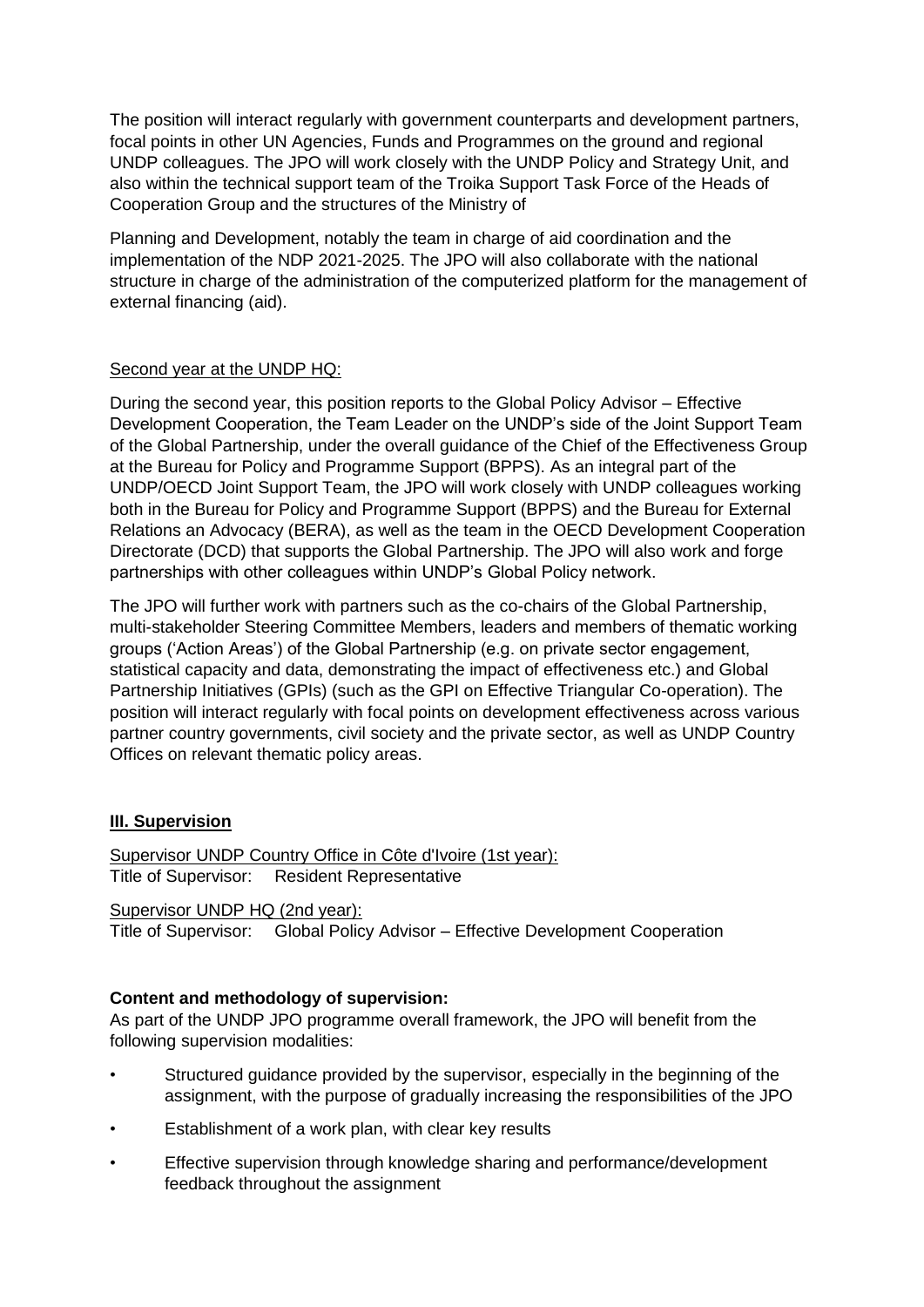The position will interact regularly with government counterparts and development partners, focal points in other UN Agencies, Funds and Programmes on the ground and regional UNDP colleagues. The JPO will work closely with the UNDP Policy and Strategy Unit, and also within the technical support team of the Troika Support Task Force of the Heads of Cooperation Group and the structures of the Ministry of

Planning and Development, notably the team in charge of aid coordination and the implementation of the NDP 2021-2025. The JPO will also collaborate with the national structure in charge of the administration of the computerized platform for the management of external financing (aid).

Second year at the UNDP HQ:

During the second year, this position reports to the Global Policy Advisor – Effective Development Cooperation, the Team Leader on the UNDP's side of the Joint Support Team of the Global Partnership, under the overall guidance of the Chief of the Effectiveness Group at the Bureau for Policy and Programme Support (BPPS). As an integral part of the UNDP/OECD Joint Support Team, the JPO will work closely with UNDP colleagues working both in the Bureau for Policy and Programme Support (BPPS) and the Bureau for External Relations an Advocacy (BERA), as well as the team in the OECD Development Cooperation Directorate (DCD) that supports the Global Partnership. The JPO will also work and forge partnerships with other colleagues within UNDP's Global Policy network.

The JPO will further work with partners such as the co-chairs of the Global Partnership, multi-stakeholder Steering Committee Members, leaders and members of thematic working groups ('Action Areas') of the Global Partnership (e.g. on private sector engagement, statistical capacity and data, demonstrating the impact of effectiveness etc.) and Global Partnership Initiatives (GPIs) (such as the GPI on Effective Triangular Co-operation). The position will interact regularly with focal points on development effectiveness across various partner country governments, civil society and the private sector, as well as UNDP Country Offices on relevant thematic policy areas.

## III. Supervision

Supervisor UNDP Country Office in Côte d'Ivoire (1st year):
Title of Supervisor: Resident Representative

Supervisor UNDP HQ (2nd year):
Title of Supervisor: Global Policy Advisor – Effective Development Cooperation

**Content and methodology of supervision:**
As part of the UNDP JPO programme overall framework, the JPO will benefit from the following supervision modalities:

- Structured guidance provided by the supervisor, especially in the beginning of the assignment, with the purpose of gradually increasing the responsibilities of the JPO
- Establishment of a work plan, with clear key results
- Effective supervision through knowledge sharing and performance/development feedback throughout the assignment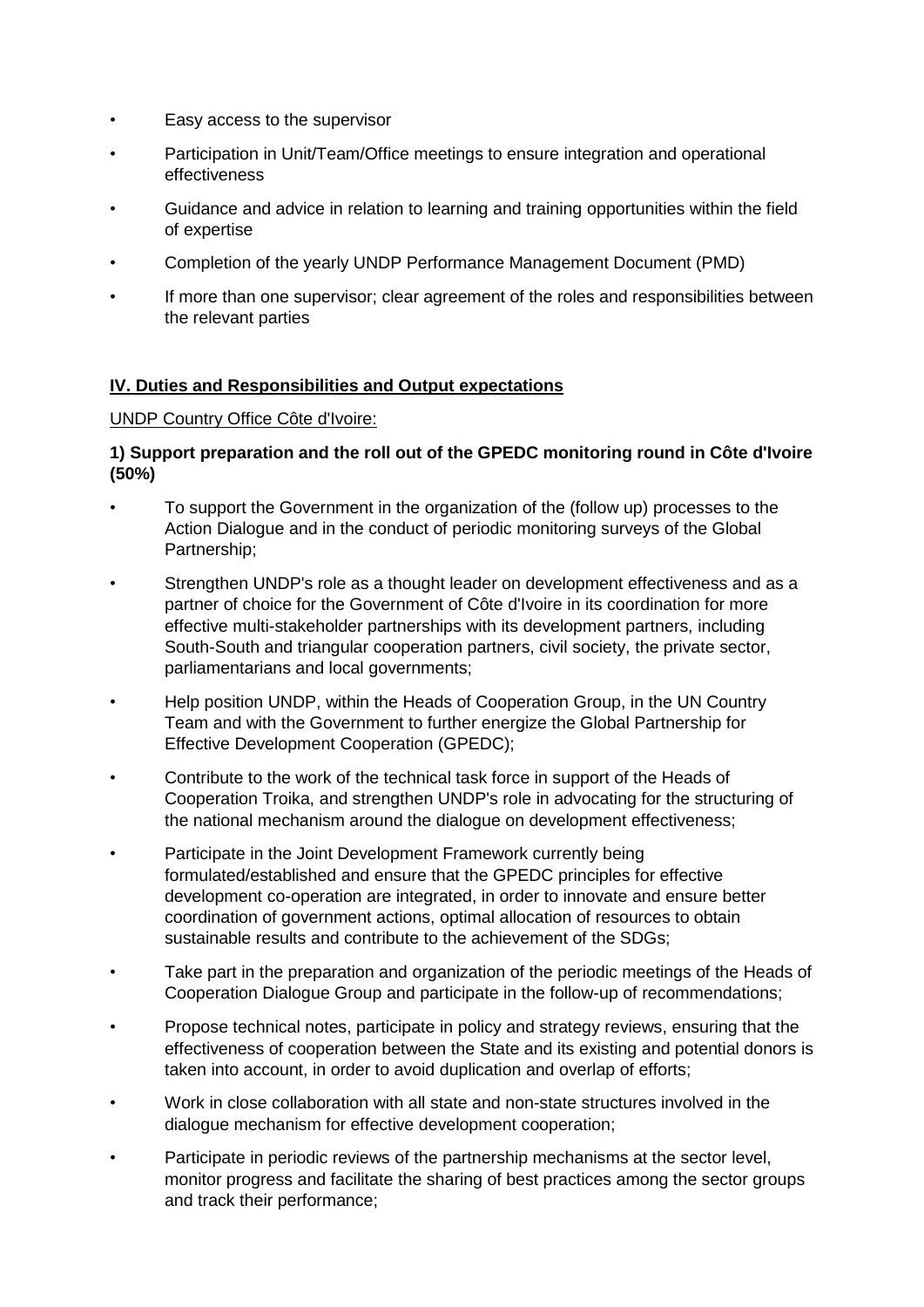- Easy access to the supervisor
- Participation in Unit/Team/Office meetings to ensure integration and operational effectiveness
- Guidance and advice in relation to learning and training opportunities within the field of expertise
- Completion of the yearly UNDP Performance Management Document (PMD)
- If more than one supervisor; clear agreement of the roles and responsibilities between the relevant parties

## IV. Duties and Responsibilities and Output expectations

UNDP Country Office Côte d'Ivoire:

**1) Support preparation and the roll out of the GPEDC monitoring round in Côte d'Ivoire (50%)**

- To support the Government in the organization of the (follow up) processes to the Action Dialogue and in the conduct of periodic monitoring surveys of the Global Partnership;
- Strengthen UNDP's role as a thought leader on development effectiveness and as a partner of choice for the Government of Côte d'Ivoire in its coordination for more effective multi-stakeholder partnerships with its development partners, including South-South and triangular cooperation partners, civil society, the private sector, parliamentarians and local governments;
- Help position UNDP, within the Heads of Cooperation Group, in the UN Country Team and with the Government to further energize the Global Partnership for Effective Development Cooperation (GPEDC);
- Contribute to the work of the technical task force in support of the Heads of Cooperation Troika, and strengthen UNDP's role in advocating for the structuring of the national mechanism around the dialogue on development effectiveness;
- Participate in the Joint Development Framework currently being formulated/established and ensure that the GPEDC principles for effective development co-operation are integrated, in order to innovate and ensure better coordination of government actions, optimal allocation of resources to obtain sustainable results and contribute to the achievement of the SDGs;
- Take part in the preparation and organization of the periodic meetings of the Heads of Cooperation Dialogue Group and participate in the follow-up of recommendations;
- Propose technical notes, participate in policy and strategy reviews, ensuring that the effectiveness of cooperation between the State and its existing and potential donors is taken into account, in order to avoid duplication and overlap of efforts;
- Work in close collaboration with all state and non-state structures involved in the dialogue mechanism for effective development cooperation;
- Participate in periodic reviews of the partnership mechanisms at the sector level, monitor progress and facilitate the sharing of best practices among the sector groups and track their performance;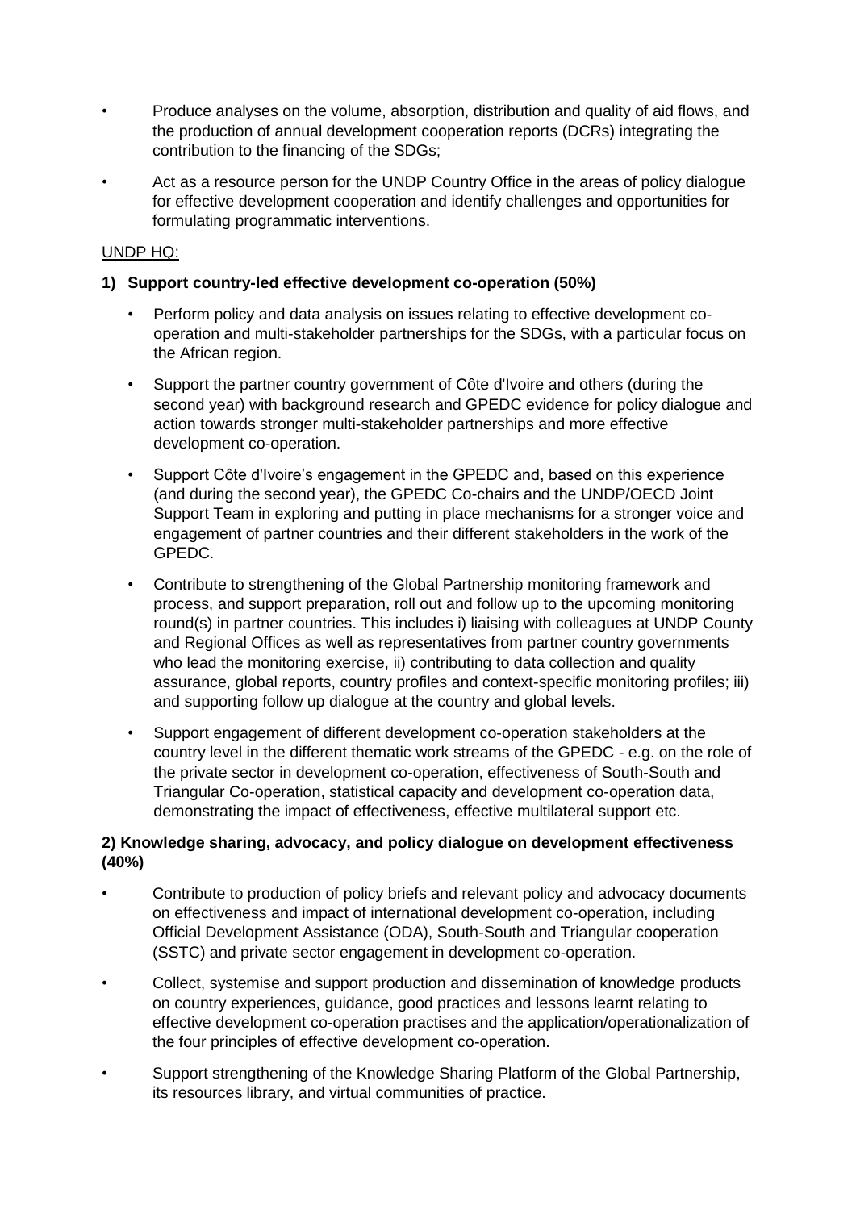- Produce analyses on the volume, absorption, distribution and quality of aid flows, and the production of annual development cooperation reports (DCRs) integrating the contribution to the financing of the SDGs;
- Act as a resource person for the UNDP Country Office in the areas of policy dialogue for effective development cooperation and identify challenges and opportunities for formulating programmatic interventions.

<u>UNDP HQ:</u>

**1) Support country-led effective development co-operation (50%)**

- Perform policy and data analysis on issues relating to effective development co-operation and multi-stakeholder partnerships for the SDGs, with a particular focus on the African region.
- Support the partner country government of Côte d'Ivoire and others (during the second year) with background research and GPEDC evidence for policy dialogue and action towards stronger multi-stakeholder partnerships and more effective development co-operation.
- Support Côte d'Ivoire's engagement in the GPEDC and, based on this experience (and during the second year), the GPEDC Co-chairs and the UNDP/OECD Joint Support Team in exploring and putting in place mechanisms for a stronger voice and engagement of partner countries and their different stakeholders in the work of the GPEDC.
- Contribute to strengthening of the Global Partnership monitoring framework and process, and support preparation, roll out and follow up to the upcoming monitoring round(s) in partner countries. This includes i) liaising with colleagues at UNDP County and Regional Offices as well as representatives from partner country governments who lead the monitoring exercise, ii) contributing to data collection and quality assurance, global reports, country profiles and context-specific monitoring profiles; iii) and supporting follow up dialogue at the country and global levels.
- Support engagement of different development co-operation stakeholders at the country level in the different thematic work streams of the GPEDC - e.g. on the role of the private sector in development co-operation, effectiveness of South-South and Triangular Co-operation, statistical capacity and development co-operation data, demonstrating the impact of effectiveness, effective multilateral support etc.

**2) Knowledge sharing, advocacy, and policy dialogue on development effectiveness (40%)**

- Contribute to production of policy briefs and relevant policy and advocacy documents on effectiveness and impact of international development co-operation, including Official Development Assistance (ODA), South-South and Triangular cooperation (SSTC) and private sector engagement in development co-operation.
- Collect, systemise and support production and dissemination of knowledge products on country experiences, guidance, good practices and lessons learnt relating to effective development co-operation practises and the application/operationalization of the four principles of effective development co-operation.
- Support strengthening of the Knowledge Sharing Platform of the Global Partnership, its resources library, and virtual communities of practice.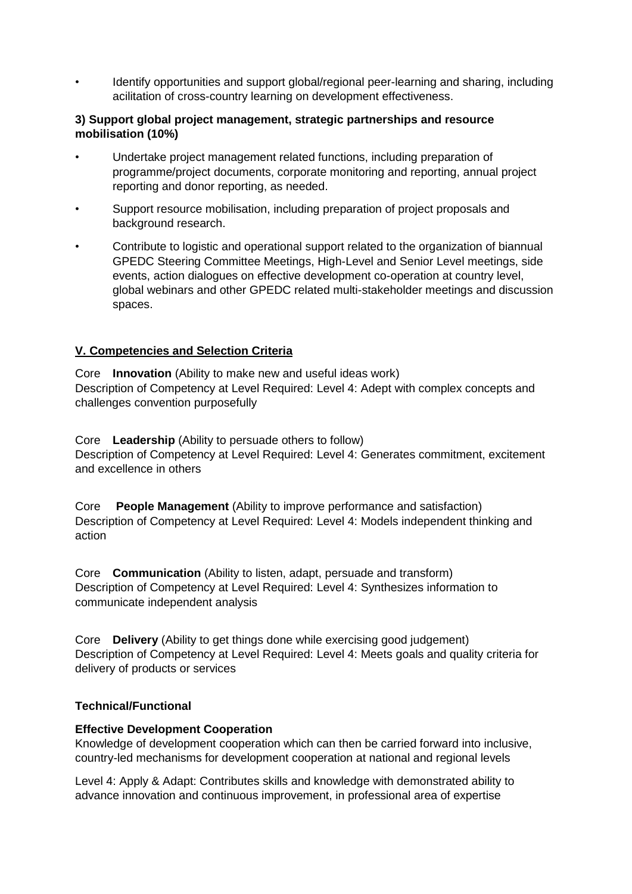- Identify opportunities and support global/regional peer-learning and sharing, including acilitation of cross-country learning on development effectiveness.

**3) Support global project management, strategic partnerships and resource mobilisation (10%)**

- Undertake project management related functions, including preparation of programme/project documents, corporate monitoring and reporting, annual project reporting and donor reporting, as needed.
- Support resource mobilisation, including preparation of project proposals and background research.
- Contribute to logistic and operational support related to the organization of biannual GPEDC Steering Committee Meetings, High-Level and Senior Level meetings, side events, action dialogues on effective development co-operation at country level, global webinars and other GPEDC related multi-stakeholder meetings and discussion spaces.

## V. Competencies and Selection Criteria

Core **Innovation** (Ability to make new and useful ideas work)
Description of Competency at Level Required: Level 4: Adept with complex concepts and challenges convention purposefully

Core **Leadership** (Ability to persuade others to follow)
Description of Competency at Level Required: Level 4: Generates commitment, excitement and excellence in others

Core **People Management** (Ability to improve performance and satisfaction)
Description of Competency at Level Required: Level 4: Models independent thinking and action

Core **Communication** (Ability to listen, adapt, persuade and transform)
Description of Competency at Level Required: Level 4: Synthesizes information to communicate independent analysis

Core **Delivery** (Ability to get things done while exercising good judgement)
Description of Competency at Level Required: Level 4: Meets goals and quality criteria for delivery of products or services

**Technical/Functional**

**Effective Development Cooperation**
Knowledge of development cooperation which can then be carried forward into inclusive, country-led mechanisms for development cooperation at national and regional levels

Level 4: Apply & Adapt: Contributes skills and knowledge with demonstrated ability to advance innovation and continuous improvement, in professional area of expertise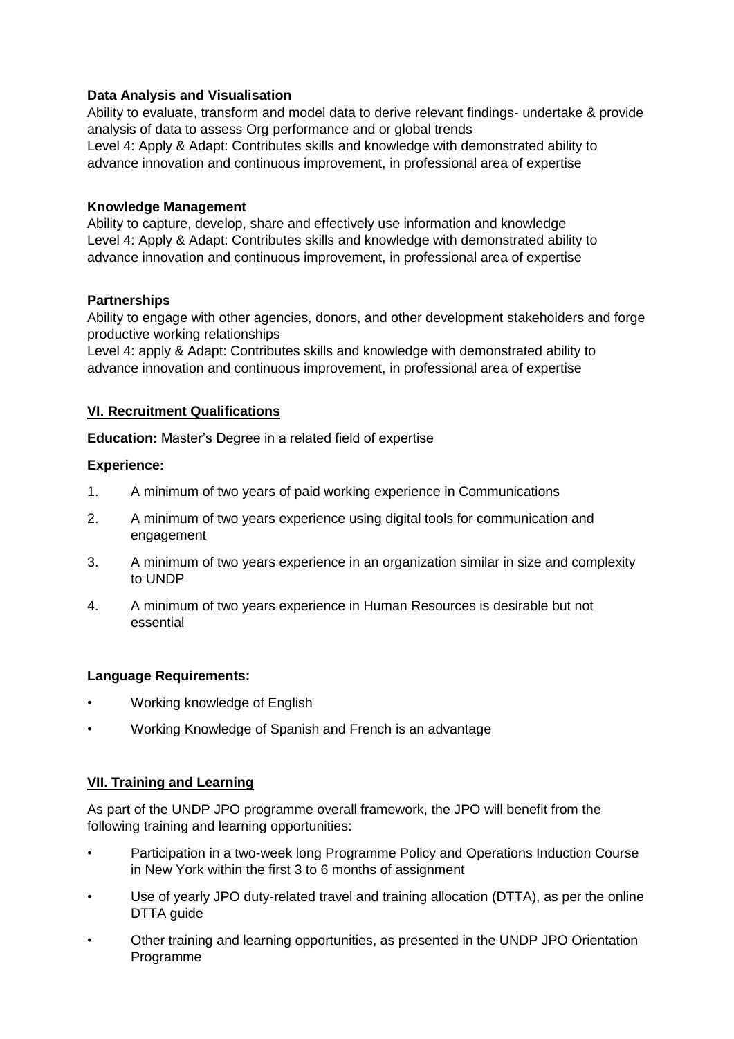**Data Analysis and Visualisation**

Ability to evaluate, transform and model data to derive relevant findings- undertake & provide analysis of data to assess Org performance and or global trends

Level 4: Apply & Adapt: Contributes skills and knowledge with demonstrated ability to advance innovation and continuous improvement, in professional area of expertise

**Knowledge Management**

Ability to capture, develop, share and effectively use information and knowledge

Level 4: Apply & Adapt: Contributes skills and knowledge with demonstrated ability to advance innovation and continuous improvement, in professional area of expertise

**Partnerships**

Ability to engage with other agencies, donors, and other development stakeholders and forge productive working relationships

Level 4: apply & Adapt: Contributes skills and knowledge with demonstrated ability to advance innovation and continuous improvement, in professional area of expertise

## VI. Recruitment Qualifications

**Education:** Master's Degree in a related field of expertise

**Experience:**

1. A minimum of two years of paid working experience in Communications
2. A minimum of two years experience using digital tools for communication and engagement
3. A minimum of two years experience in an organization similar in size and complexity to UNDP
4. A minimum of two years experience in Human Resources is desirable but not essential

**Language Requirements:**

- Working knowledge of English
- Working Knowledge of Spanish and French is an advantage

## VII. Training and Learning

As part of the UNDP JPO programme overall framework, the JPO will benefit from the following training and learning opportunities:

- Participation in a two-week long Programme Policy and Operations Induction Course in New York within the first 3 to 6 months of assignment
- Use of yearly JPO duty-related travel and training allocation (DTTA), as per the online DTTA guide
- Other training and learning opportunities, as presented in the UNDP JPO Orientation Programme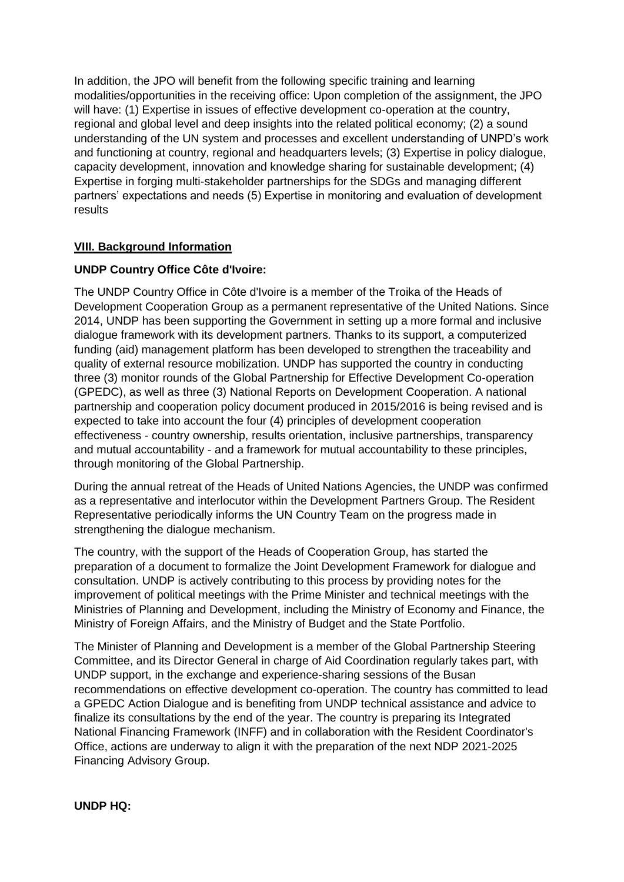In addition, the JPO will benefit from the following specific training and learning modalities/opportunities in the receiving office: Upon completion of the assignment, the JPO will have: (1) Expertise in issues of effective development co-operation at the country, regional and global level and deep insights into the related political economy; (2) a sound understanding of the UN system and processes and excellent understanding of UNPD's work and functioning at country, regional and headquarters levels; (3) Expertise in policy dialogue, capacity development, innovation and knowledge sharing for sustainable development; (4) Expertise in forging multi-stakeholder partnerships for the SDGs and managing different partners' expectations and needs (5) Expertise in monitoring and evaluation of development results

## VIII. Background Information

**UNDP Country Office Côte d'Ivoire:**

The UNDP Country Office in Côte d'Ivoire is a member of the Troika of the Heads of Development Cooperation Group as a permanent representative of the United Nations. Since 2014, UNDP has been supporting the Government in setting up a more formal and inclusive dialogue framework with its development partners. Thanks to its support, a computerized funding (aid) management platform has been developed to strengthen the traceability and quality of external resource mobilization. UNDP has supported the country in conducting three (3) monitor rounds of the Global Partnership for Effective Development Co-operation (GPEDC), as well as three (3) National Reports on Development Cooperation. A national partnership and cooperation policy document produced in 2015/2016 is being revised and is expected to take into account the four (4) principles of development cooperation effectiveness - country ownership, results orientation, inclusive partnerships, transparency and mutual accountability - and a framework for mutual accountability to these principles, through monitoring of the Global Partnership.

During the annual retreat of the Heads of United Nations Agencies, the UNDP was confirmed as a representative and interlocutor within the Development Partners Group. The Resident Representative periodically informs the UN Country Team on the progress made in strengthening the dialogue mechanism.

The country, with the support of the Heads of Cooperation Group, has started the preparation of a document to formalize the Joint Development Framework for dialogue and consultation. UNDP is actively contributing to this process by providing notes for the improvement of political meetings with the Prime Minister and technical meetings with the Ministries of Planning and Development, including the Ministry of Economy and Finance, the Ministry of Foreign Affairs, and the Ministry of Budget and the State Portfolio.

The Minister of Planning and Development is a member of the Global Partnership Steering Committee, and its Director General in charge of Aid Coordination regularly takes part, with UNDP support, in the exchange and experience-sharing sessions of the Busan recommendations on effective development co-operation. The country has committed to lead a GPEDC Action Dialogue and is benefiting from UNDP technical assistance and advice to finalize its consultations by the end of the year. The country is preparing its Integrated National Financing Framework (INFF) and in collaboration with the Resident Coordinator's Office, actions are underway to align it with the preparation of the next NDP 2021-2025 Financing Advisory Group.

**UNDP HQ:**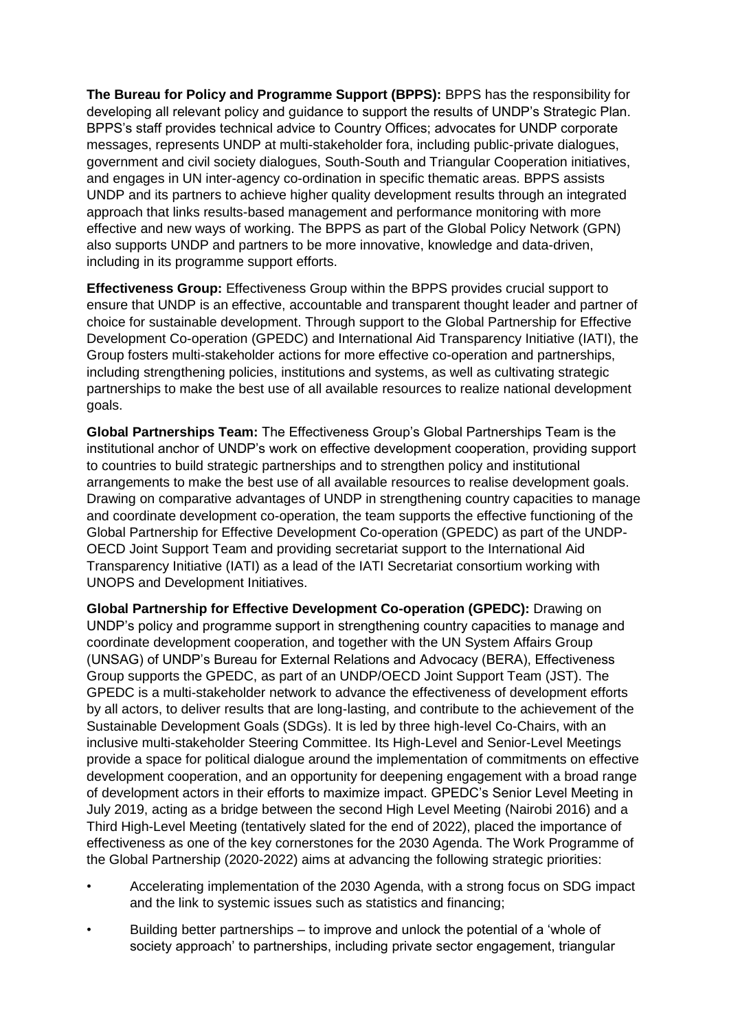**The Bureau for Policy and Programme Support (BPPS):** BPPS has the responsibility for developing all relevant policy and guidance to support the results of UNDP's Strategic Plan. BPPS's staff provides technical advice to Country Offices; advocates for UNDP corporate messages, represents UNDP at multi-stakeholder fora, including public-private dialogues, government and civil society dialogues, South-South and Triangular Cooperation initiatives, and engages in UN inter-agency co-ordination in specific thematic areas. BPPS assists UNDP and its partners to achieve higher quality development results through an integrated approach that links results-based management and performance monitoring with more effective and new ways of working. The BPPS as part of the Global Policy Network (GPN) also supports UNDP and partners to be more innovative, knowledge and data-driven, including in its programme support efforts.

**Effectiveness Group:** Effectiveness Group within the BPPS provides crucial support to ensure that UNDP is an effective, accountable and transparent thought leader and partner of choice for sustainable development. Through support to the Global Partnership for Effective Development Co-operation (GPEDC) and International Aid Transparency Initiative (IATI), the Group fosters multi-stakeholder actions for more effective co-operation and partnerships, including strengthening policies, institutions and systems, as well as cultivating strategic partnerships to make the best use of all available resources to realize national development goals.

**Global Partnerships Team:** The Effectiveness Group's Global Partnerships Team is the institutional anchor of UNDP's work on effective development cooperation, providing support to countries to build strategic partnerships and to strengthen policy and institutional arrangements to make the best use of all available resources to realise development goals. Drawing on comparative advantages of UNDP in strengthening country capacities to manage and coordinate development co-operation, the team supports the effective functioning of the Global Partnership for Effective Development Co-operation (GPEDC) as part of the UNDP-OECD Joint Support Team and providing secretariat support to the International Aid Transparency Initiative (IATI) as a lead of the IATI Secretariat consortium working with UNOPS and Development Initiatives.

**Global Partnership for Effective Development Co-operation (GPEDC):** Drawing on UNDP's policy and programme support in strengthening country capacities to manage and coordinate development cooperation, and together with the UN System Affairs Group (UNSAG) of UNDP's Bureau for External Relations and Advocacy (BERA), Effectiveness Group supports the GPEDC, as part of an UNDP/OECD Joint Support Team (JST). The GPEDC is a multi-stakeholder network to advance the effectiveness of development efforts by all actors, to deliver results that are long-lasting, and contribute to the achievement of the Sustainable Development Goals (SDGs). It is led by three high-level Co-Chairs, with an inclusive multi-stakeholder Steering Committee. Its High-Level and Senior-Level Meetings provide a space for political dialogue around the implementation of commitments on effective development cooperation, and an opportunity for deepening engagement with a broad range of development actors in their efforts to maximize impact. GPEDC's Senior Level Meeting in July 2019, acting as a bridge between the second High Level Meeting (Nairobi 2016) and a Third High-Level Meeting (tentatively slated for the end of 2022), placed the importance of effectiveness as one of the key cornerstones for the 2030 Agenda. The Work Programme of the Global Partnership (2020-2022) aims at advancing the following strategic priorities:

- Accelerating implementation of the 2030 Agenda, with a strong focus on SDG impact and the link to systemic issues such as statistics and financing;
- Building better partnerships – to improve and unlock the potential of a 'whole of society approach' to partnerships, including private sector engagement, triangular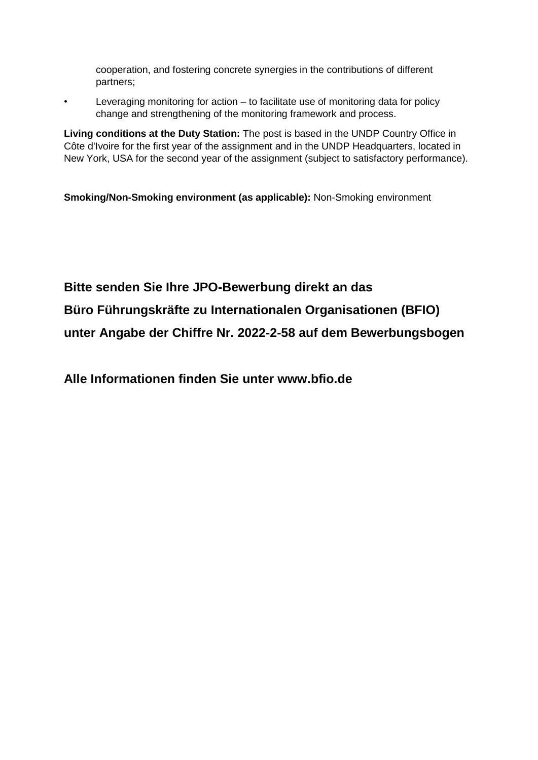cooperation, and fostering concrete synergies in the contributions of different partners;

- Leveraging monitoring for action – to facilitate use of monitoring data for policy change and strengthening of the monitoring framework and process.

**Living conditions at the Duty Station:** The post is based in the UNDP Country Office in Côte d'Ivoire for the first year of the assignment and in the UNDP Headquarters, located in New York, USA for the second year of the assignment (subject to satisfactory performance).

**Smoking/Non-Smoking environment (as applicable):** Non-Smoking environment

**Bitte senden Sie Ihre JPO-Bewerbung direkt an das**
**Büro Führungskräfte zu Internationalen Organisationen (BFIO)**
**unter Angabe der Chiffre Nr. 2022-2-58 auf dem Bewerbungsbogen**

**Alle Informationen finden Sie unter www.bfio.de**